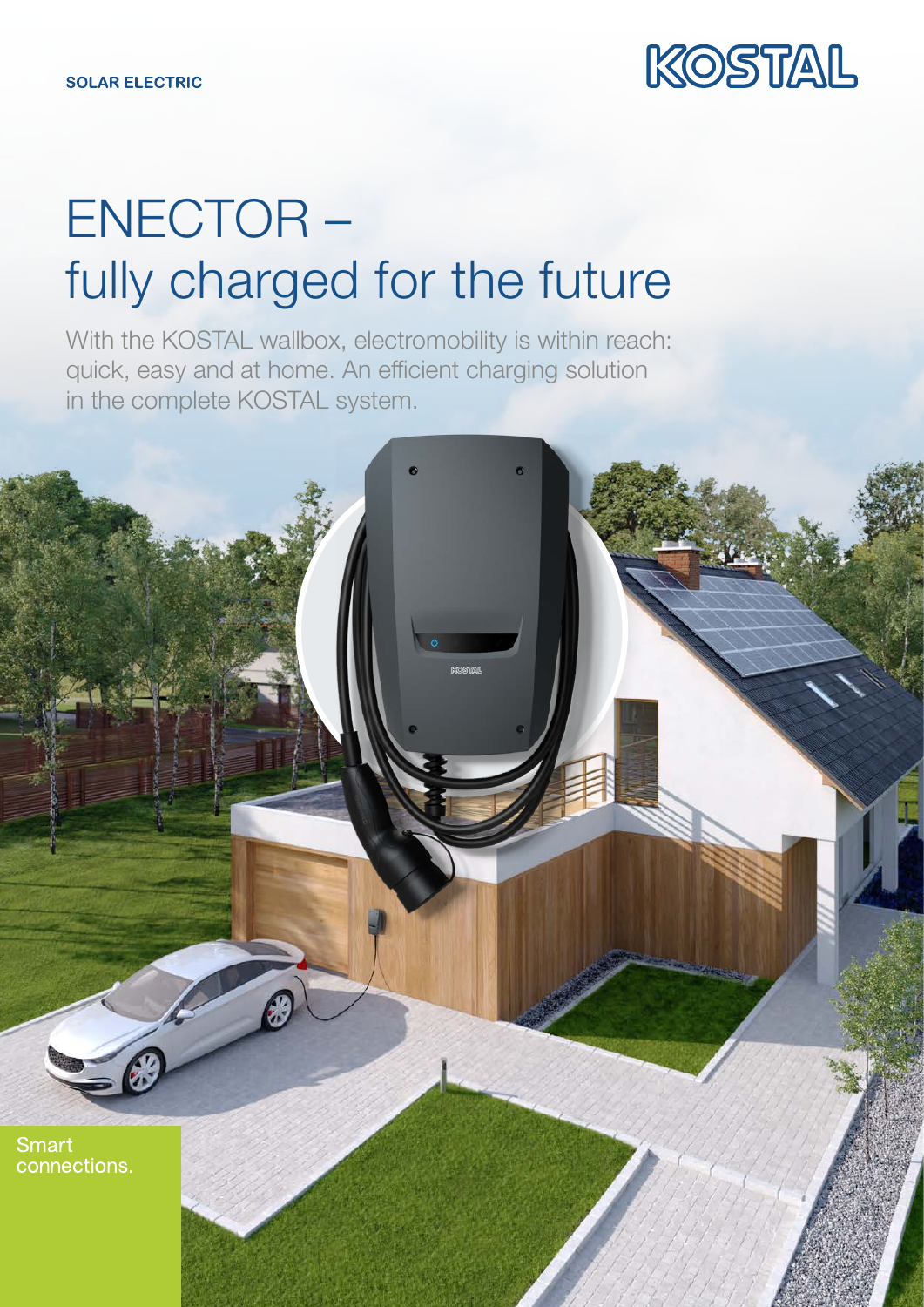SOLAR ELECTRIC

KOSTAL

# ENECTOR – fully charged for the future

With the KOSTAL wallbox, electromobility is within reach: quick, easy and at home. An efficient charging solution in the complete KOSTAL system.

Smart connections.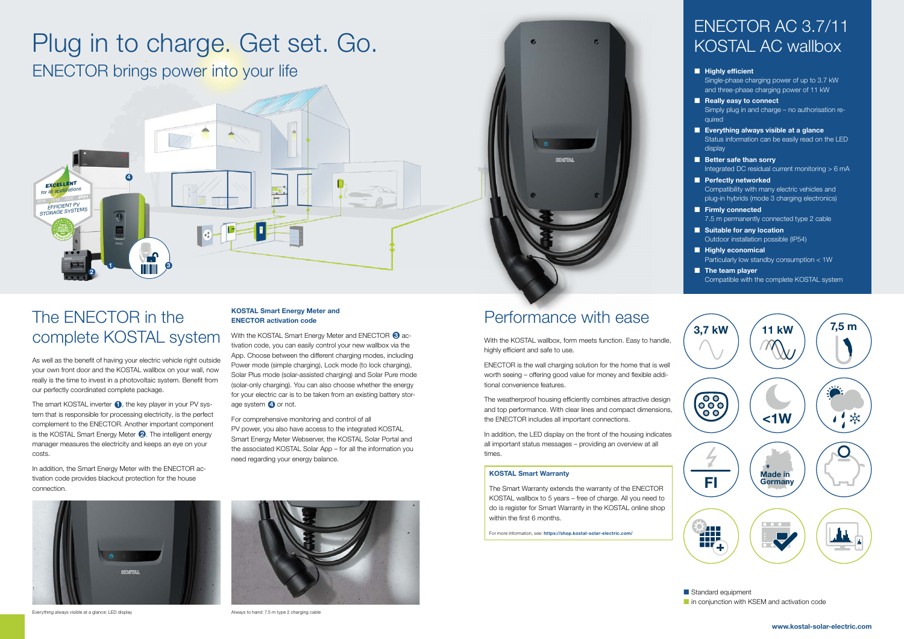# Plug in to charge. Get set. Go.

## ENECTOR brings power into your life

## ENECTOR AC 3.7/11 KOSTAL AC wallbox

- **Highly efficient**
  Single-phase charging power of up to 3.7 kW and three-phase charging power of 11 kW
- **Really easy to connect**
  Simply plug in and charge – no authorisation required
- **Everything always visible at a glance**
  Status information can be easily read on the LED display
- **Better safe than sorry**
  Integrated DC residual current monitoring > 6 mA
- **Perfectly networked**
  Compatibility with many electric vehicles and plug-in hybrids (mode 3 charging electronics)
- **Firmly connected**
  7.5 m permanently connected type 2 cable
- **Suitable for any location**
  Outdoor installation possible (IP54)
- **Highly economical**
  Particularly low standby consumption < 1W
- **The team player**
  Compatible with the complete KOSTAL system

## The ENECTOR in the complete KOSTAL system

As well as the benefit of having your electric vehicle right outside your own front door and the KOSTAL wallbox on your wall, now really is the time to invest in a photovoltaic system. Benefit from our perfectly coordinated complete package.

The smart KOSTAL inverter ❶, the key player in your PV system that is responsible for processing electricity, is the perfect complement to the ENECTOR. Another important component is the KOSTAL Smart Energy Meter ❷. The intelligent energy manager measures the electricity and keeps an eye on your costs.

In addition, the Smart Energy Meter with the ENECTOR activation code provides blackout protection for the house connection.

### KOSTAL Smart Energy Meter and ENECTOR activation code

With the KOSTAL Smart Energy Meter and ENECTOR ❸ activation code, you can easily control your new wallbox via the App. Choose between the different charging modes, including Power mode (simple charging), Lock mode (to lock charging), Solar Plus mode (solar-assisted charging) and Solar Pure mode (solar-only charging). You can also choose whether the energy for your electric car is to be taken from an existing battery storage system ❹ or not.

For comprehensive monitoring and control of all PV power, you also have access to the integrated KOSTAL Smart Energy Meter Webserver, the KOSTAL Solar Portal and the associated KOSTAL Solar App – for all the information you need regarding your energy balance.

Everything always visible at a glance: LED display

Always to hand: 7.5 m type 2 charging cable

## Performance with ease

With the KOSTAL wallbox, form meets function. Easy to handle, highly efficient and safe to use.

ENECTOR is the wall charging solution for the home that is well worth seeing – offering good value for money and flexible additional convenience features.

The weatherproof housing efficiently combines attractive design and top performance. With clear lines and compact dimensions, the ENECTOR includes all important connections.

In addition, the LED display on the front of the housing indicates all important status messages – providing an overview at all times.

### KOSTAL Smart Warranty

The Smart Warranty extends the warranty of the ENECTOR KOSTAL wallbox to 5 years – free of charge. All you need to do is register for Smart Warranty in the KOSTAL online shop within the first 6 months.

For more information, see: **https://shop.kostal-solar-electric.com/**

3,7 kW · 11 kW · 7,5 m · <1W · FI · Made in Germany

■ Standard equipment
■ in conjunction with KSEM and activation code

**www.kostal-solar-electric.com**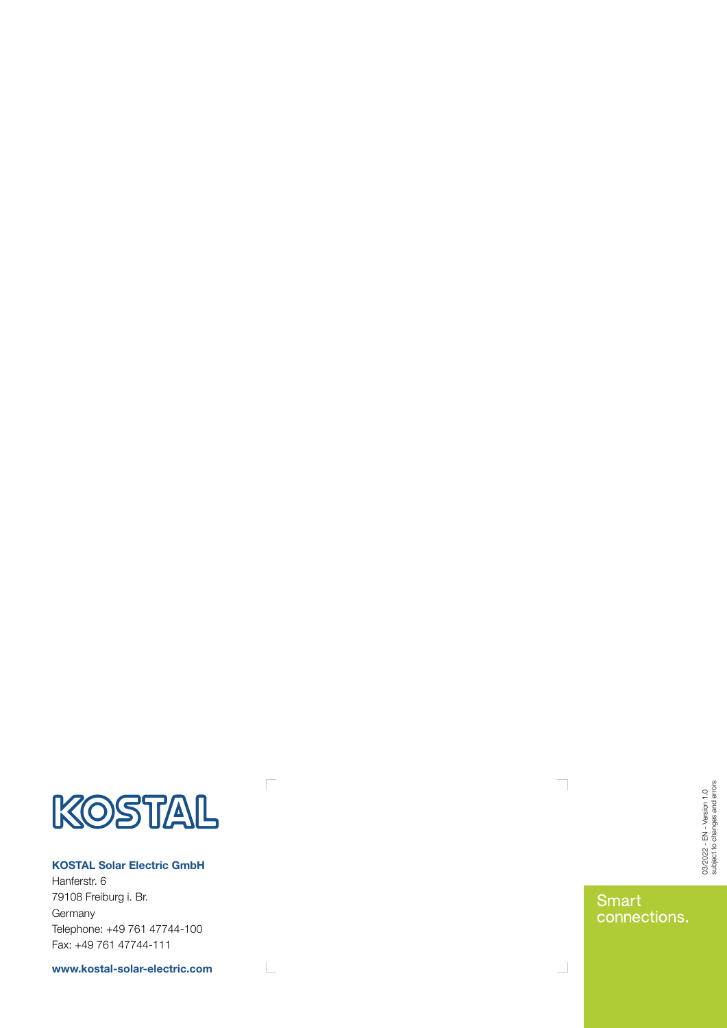KOSTAL

**KOSTAL Solar Electric GmbH**

Hanferstr. 6
79108 Freiburg i. Br.
Germany
Telephone: +49 761 47744-100
Fax: +49 761 47744-111

**www.kostal-solar-electric.com**

03/2022 - EN - Version 1.0
subject to changes and errors

Smart
connections.